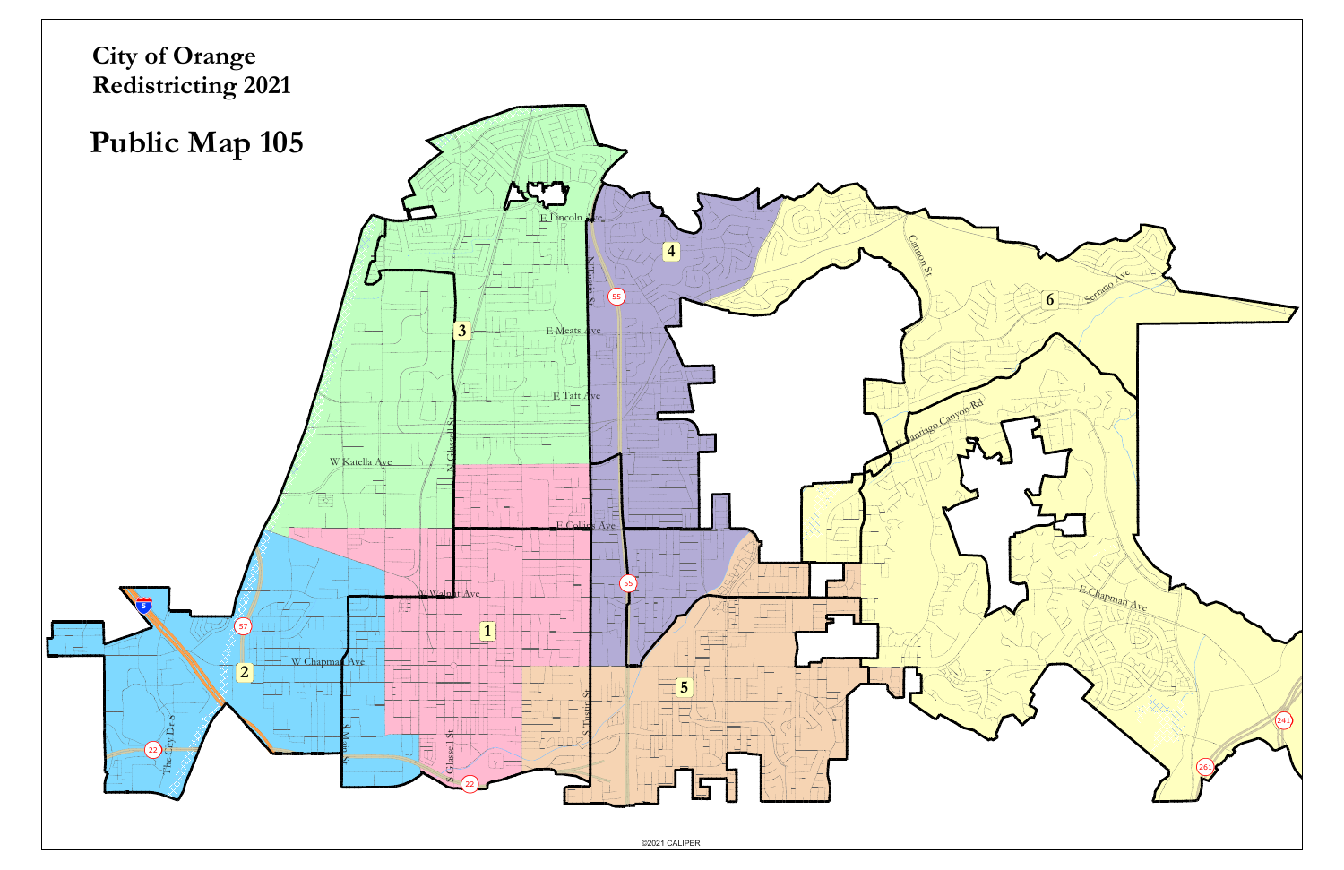# City of Orange
# Redistricting 2021

## Public Map 105

©2021 CALIPER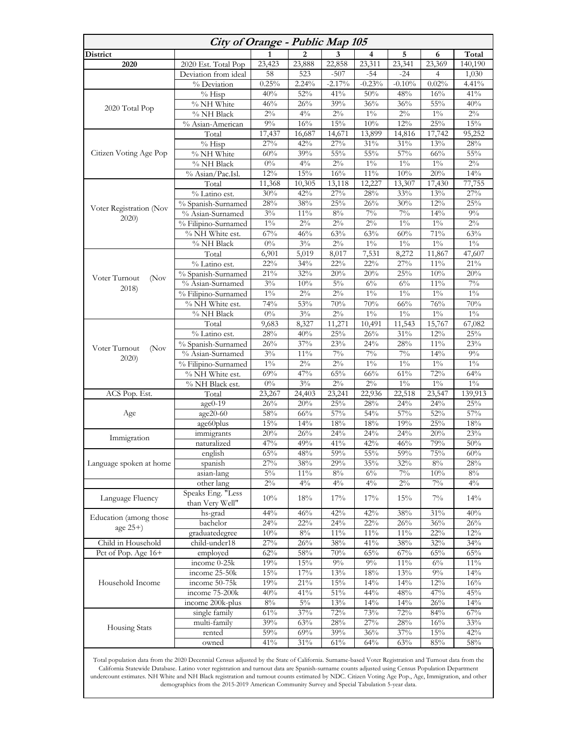## City of Orange - Public Map 105

| District | | 1 | 2 | 3 | 4 | 5 | 6 | Total |
|---|---|---|---|---|---|---|---|---|
| 2020 | 2020 Est. Total Pop | 23,423 | 23,888 | 22,858 | 23,311 | 23,341 | 23,369 | 140,190 |
| | Deviation from ideal | 58 | 523 | -507 | -54 | -24 | 4 | 1,030 |
| | % Deviation | 0.25% | 2.24% | -2.17% | -0.23% | -0.10% | 0.02% | 4.41% |
| 2020 Total Pop | % Hisp | 40% | 52% | 41% | 50% | 48% | 16% | 41% |
| | % NH White | 46% | 26% | 39% | 36% | 36% | 55% | 40% |
| | % NH Black | 2% | 4% | 2% | 1% | 2% | 1% | 2% |
| | % Asian-American | 9% | 16% | 15% | 10% | 12% | 25% | 15% |
| Citizen Voting Age Pop | Total | 17,437 | 16,687 | 14,671 | 13,899 | 14,816 | 17,742 | 95,252 |
| | % Hisp | 27% | 42% | 27% | 31% | 31% | 13% | 28% |
| | % NH White | 60% | 39% | 55% | 55% | 57% | 66% | 55% |
| | % NH Black | 0% | 4% | 2% | 1% | 1% | 1% | 2% |
| | % Asian/Pac.Isl. | 12% | 15% | 16% | 11% | 10% | 20% | 14% |
| Voter Registration (Nov 2020) | Total | 11,368 | 10,305 | 13,118 | 12,227 | 13,307 | 17,430 | 77,755 |
| | % Latino est. | 30% | 42% | 27% | 28% | 33% | 13% | 27% |
| | % Spanish-Surnamed | 28% | 38% | 25% | 26% | 30% | 12% | 25% |
| | % Asian-Surnamed | 3% | 11% | 8% | 7% | 7% | 14% | 9% |
| | % Filipino-Surnamed | 1% | 2% | 2% | 2% | 1% | 1% | 2% |
| | % NH White est. | 67% | 46% | 63% | 63% | 60% | 71% | 63% |
| | % NH Black | 0% | 3% | 2% | 1% | 1% | 1% | 1% |
| Voter Turnout (Nov 2018) | Total | 6,901 | 5,019 | 8,017 | 7,531 | 8,272 | 11,867 | 47,607 |
| | % Latino est. | 22% | 34% | 22% | 22% | 27% | 11% | 21% |
| | % Spanish-Surnamed | 21% | 32% | 20% | 20% | 25% | 10% | 20% |
| | % Asian-Surnamed | 3% | 10% | 5% | 6% | 6% | 11% | 7% |
| | % Filipino-Surnamed | 1% | 2% | 2% | 1% | 1% | 1% | 1% |
| | % NH White est. | 74% | 53% | 70% | 70% | 66% | 76% | 70% |
| | % NH Black | 0% | 3% | 2% | 1% | 1% | 1% | 1% |
| Voter Turnout (Nov 2020) | Total | 9,683 | 8,327 | 11,271 | 10,491 | 11,543 | 15,767 | 67,082 |
| | % Latino est. | 28% | 40% | 25% | 26% | 31% | 12% | 25% |
| | % Spanish-Surnamed | 26% | 37% | 23% | 24% | 28% | 11% | 23% |
| | % Asian-Surnamed | 3% | 11% | 7% | 7% | 7% | 14% | 9% |
| | % Filipino-Surnamed | 1% | 2% | 2% | 1% | 1% | 1% | 1% |
| | % NH White est. | 69% | 47% | 65% | 66% | 61% | 72% | 64% |
| | % NH Black est. | 0% | 3% | 2% | 2% | 1% | 1% | 1% |
| ACS Pop. Est. | Total | 23,267 | 24,403 | 23,241 | 22,936 | 22,518 | 23,547 | 139,913 |
| Age | age0-19 | 26% | 20% | 25% | 28% | 24% | 24% | 25% |
| | age20-60 | 58% | 66% | 57% | 54% | 57% | 52% | 57% |
| | age60plus | 15% | 14% | 18% | 18% | 19% | 25% | 18% |
| Immigration | immigrants | 20% | 26% | 24% | 24% | 24% | 20% | 23% |
| | naturalized | 47% | 49% | 41% | 42% | 46% | 79% | 50% |
| Language spoken at home | english | 65% | 48% | 59% | 55% | 59% | 75% | 60% |
| | spanish | 27% | 38% | 29% | 35% | 32% | 8% | 28% |
| | asian-lang | 5% | 11% | 8% | 6% | 7% | 10% | 8% |
| | other lang | 2% | 4% | 4% | 4% | 2% | 7% | 4% |
| Language Fluency | Speaks Eng. "Less than Very Well" | 10% | 18% | 17% | 17% | 15% | 7% | 14% |
| Education (among those age 25+) | hs-grad | 44% | 46% | 42% | 42% | 38% | 31% | 40% |
| | bachelor | 24% | 22% | 24% | 22% | 26% | 36% | 26% |
| | graduatedegree | 10% | 8% | 11% | 11% | 11% | 22% | 12% |
| Child in Household | child-under18 | 27% | 26% | 38% | 41% | 38% | 32% | 34% |
| Pct of Pop. Age 16+ | employed | 62% | 58% | 70% | 65% | 67% | 65% | 65% |
| Household Income | income 0-25k | 19% | 15% | 9% | 9% | 11% | 6% | 11% |
| | income 25-50k | 15% | 17% | 13% | 18% | 13% | 9% | 14% |
| | income 50-75k | 19% | 21% | 15% | 14% | 14% | 12% | 16% |
| | income 75-200k | 40% | 41% | 51% | 44% | 48% | 47% | 45% |
| | income 200k-plus | 8% | 5% | 13% | 14% | 14% | 26% | 14% |
| Housing Stats | single family | 61% | 37% | 72% | 73% | 72% | 84% | 67% |
| | multi-family | 39% | 63% | 28% | 27% | 28% | 16% | 33% |
| | rented | 59% | 69% | 39% | 36% | 37% | 15% | 42% |
| | owned | 41% | 31% | 61% | 64% | 63% | 85% | 58% |

Total population data from the 2020 Decennial Census adjusted by the State of California. Surname-based Voter Registration and Turnout data from the California Statewide Database. Latino voter registration and turnout data are Spanish-surname counts adjusted using Census Population Department undercount estimates. NH White and NH Black registration and turnout counts estimated by NDC. Citizen Voting Age Pop., Age, Immigration, and other demographics from the 2015-2019 American Community Survey and Special Tabulation 5-year data.